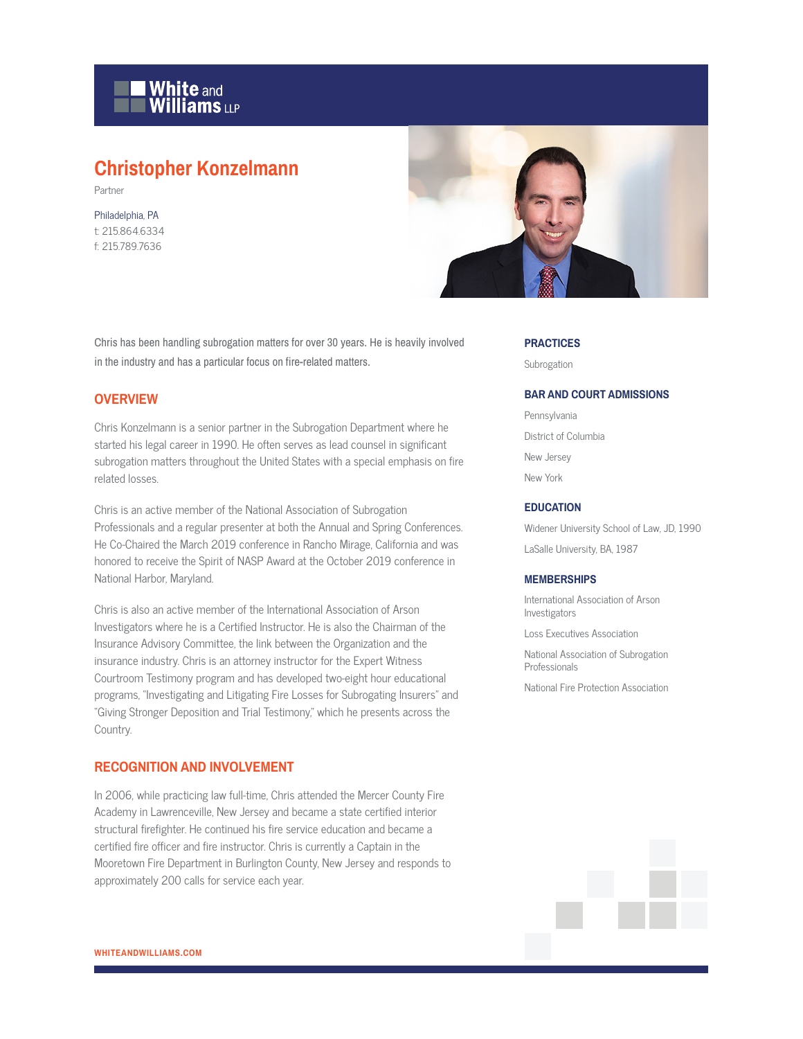White and Williams LLP

# Christopher Konzelmann

Partner

Philadelphia, PA
t: 215.864.6334
f: 215.789.7636

Chris has been handling subrogation matters for over 30 years. He is heavily involved in the industry and has a particular focus on fire-related matters.

## OVERVIEW

Chris Konzelmann is a senior partner in the Subrogation Department where he started his legal career in 1990. He often serves as lead counsel in significant subrogation matters throughout the United States with a special emphasis on fire related losses.

Chris is an active member of the National Association of Subrogation Professionals and a regular presenter at both the Annual and Spring Conferences. He Co-Chaired the March 2019 conference in Rancho Mirage, California and was honored to receive the Spirit of NASP Award at the October 2019 conference in National Harbor, Maryland.

Chris is also an active member of the International Association of Arson Investigators where he is a Certified Instructor. He is also the Chairman of the Insurance Advisory Committee, the link between the Organization and the insurance industry. Chris is an attorney instructor for the Expert Witness Courtroom Testimony program and has developed two-eight hour educational programs, "Investigating and Litigating Fire Losses for Subrogating Insurers" and "Giving Stronger Deposition and Trial Testimony," which he presents across the Country.

## RECOGNITION AND INVOLVEMENT

In 2006, while practicing law full-time, Chris attended the Mercer County Fire Academy in Lawrenceville, New Jersey and became a state certified interior structural firefighter. He continued his fire service education and became a certified fire officer and fire instructor. Chris is currently a Captain in the Mooretown Fire Department in Burlington County, New Jersey and responds to approximately 200 calls for service each year.

## PRACTICES

Subrogation

## BAR AND COURT ADMISSIONS

Pennsylvania

District of Columbia

New Jersey

New York

## EDUCATION

Widener University School of Law, JD, 1990

LaSalle University, BA, 1987

## MEMBERSHIPS

International Association of Arson Investigators

Loss Executives Association

National Association of Subrogation Professionals

National Fire Protection Association

WHITEANDWILLIAMS.COM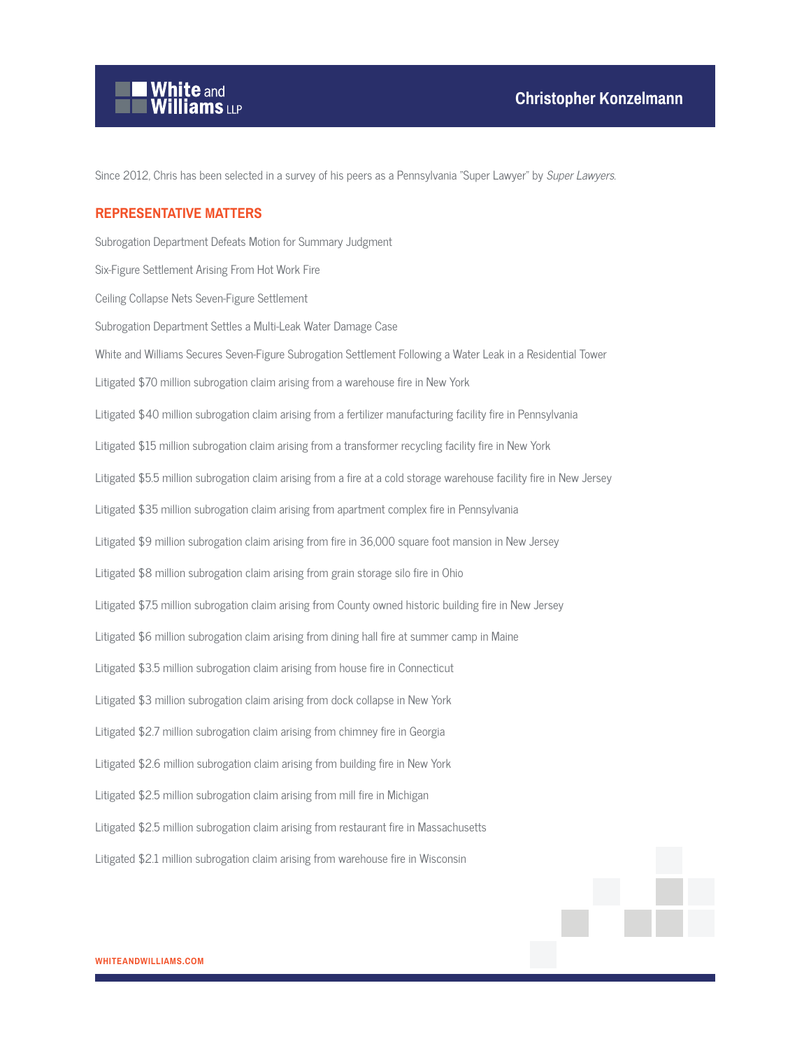Since 2012, Chris has been selected in a survey of his peers as a Pennsylvania "Super Lawyer" by *Super Lawyers*.

## REPRESENTATIVE MATTERS

Subrogation Department Defeats Motion for Summary Judgment

Six-Figure Settlement Arising From Hot Work Fire

Ceiling Collapse Nets Seven-Figure Settlement

Subrogation Department Settles a Multi-Leak Water Damage Case

White and Williams Secures Seven-Figure Subrogation Settlement Following a Water Leak in a Residential Tower

Litigated $70 million subrogation claim arising from a warehouse fire in New York

Litigated $40 million subrogation claim arising from a fertilizer manufacturing facility fire in Pennsylvania

Litigated $15 million subrogation claim arising from a transformer recycling facility fire in New York

Litigated $5.5 million subrogation claim arising from a fire at a cold storage warehouse facility fire in New Jersey

Litigated $35 million subrogation claim arising from apartment complex fire in Pennsylvania

Litigated $9 million subrogation claim arising from fire in 36,000 square foot mansion in New Jersey

Litigated $8 million subrogation claim arising from grain storage silo fire in Ohio

Litigated $7.5 million subrogation claim arising from County owned historic building fire in New Jersey

Litigated $6 million subrogation claim arising from dining hall fire at summer camp in Maine

Litigated $3.5 million subrogation claim arising from house fire in Connecticut

Litigated $3 million subrogation claim arising from dock collapse in New York

Litigated $2.7 million subrogation claim arising from chimney fire in Georgia

Litigated $2.6 million subrogation claim arising from building fire in New York

Litigated $2.5 million subrogation claim arising from mill fire in Michigan

Litigated $2.5 million subrogation claim arising from restaurant fire in Massachusetts

Litigated $2.1 million subrogation claim arising from warehouse fire in Wisconsin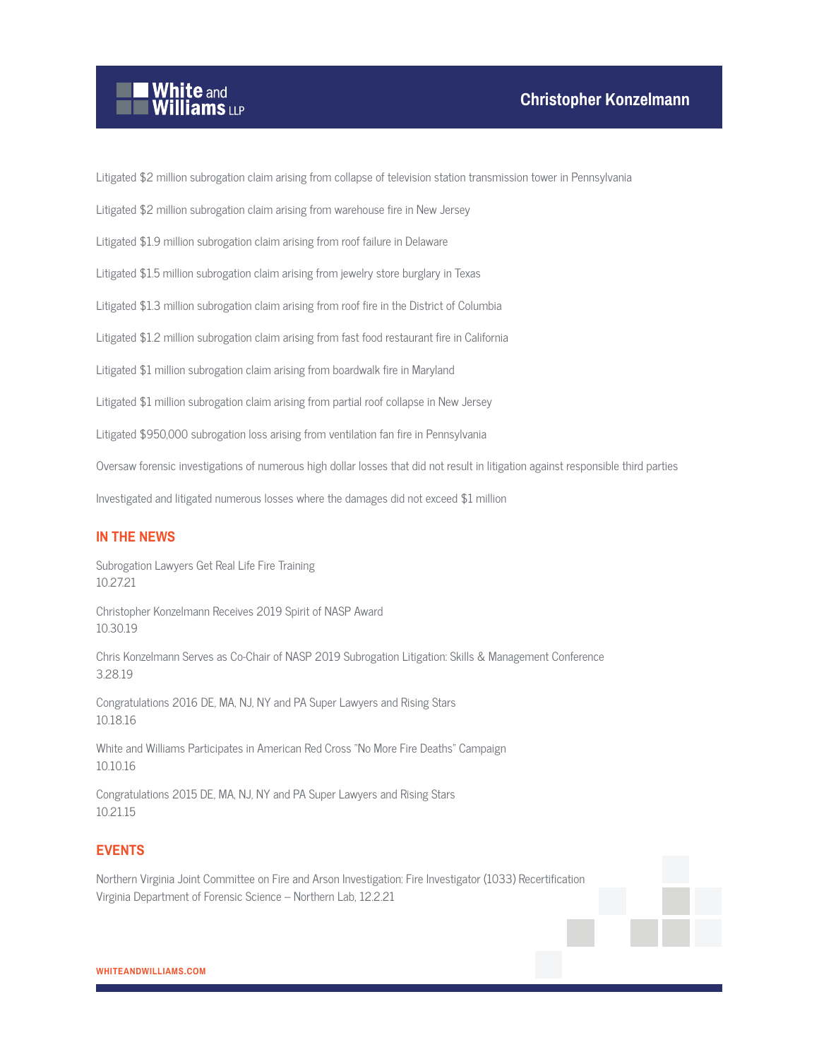Litigated $2 million subrogation claim arising from collapse of television station transmission tower in Pennsylvania

Litigated $2 million subrogation claim arising from warehouse fire in New Jersey

Litigated $1.9 million subrogation claim arising from roof failure in Delaware

Litigated $1.5 million subrogation claim arising from jewelry store burglary in Texas

Litigated $1.3 million subrogation claim arising from roof fire in the District of Columbia

Litigated $1.2 million subrogation claim arising from fast food restaurant fire in California

Litigated $1 million subrogation claim arising from boardwalk fire in Maryland

Litigated $1 million subrogation claim arising from partial roof collapse in New Jersey

Litigated $950,000 subrogation loss arising from ventilation fan fire in Pennsylvania

Oversaw forensic investigations of numerous high dollar losses that did not result in litigation against responsible third parties

Investigated and litigated numerous losses where the damages did not exceed $1 million

## IN THE NEWS

Subrogation Lawyers Get Real Life Fire Training
10.27.21

Christopher Konzelmann Receives 2019 Spirit of NASP Award
10.30.19

Chris Konzelmann Serves as Co-Chair of NASP 2019 Subrogation Litigation: Skills & Management Conference
3.28.19

Congratulations 2016 DE, MA, NJ, NY and PA Super Lawyers and Rising Stars
10.18.16

White and Williams Participates in American Red Cross "No More Fire Deaths" Campaign
10.10.16

Congratulations 2015 DE, MA, NJ, NY and PA Super Lawyers and Rising Stars
10.21.15

## EVENTS

Northern Virginia Joint Committee on Fire and Arson Investigation: Fire Investigator (1033) Recertification
Virginia Department of Forensic Science – Northern Lab, 12.2.21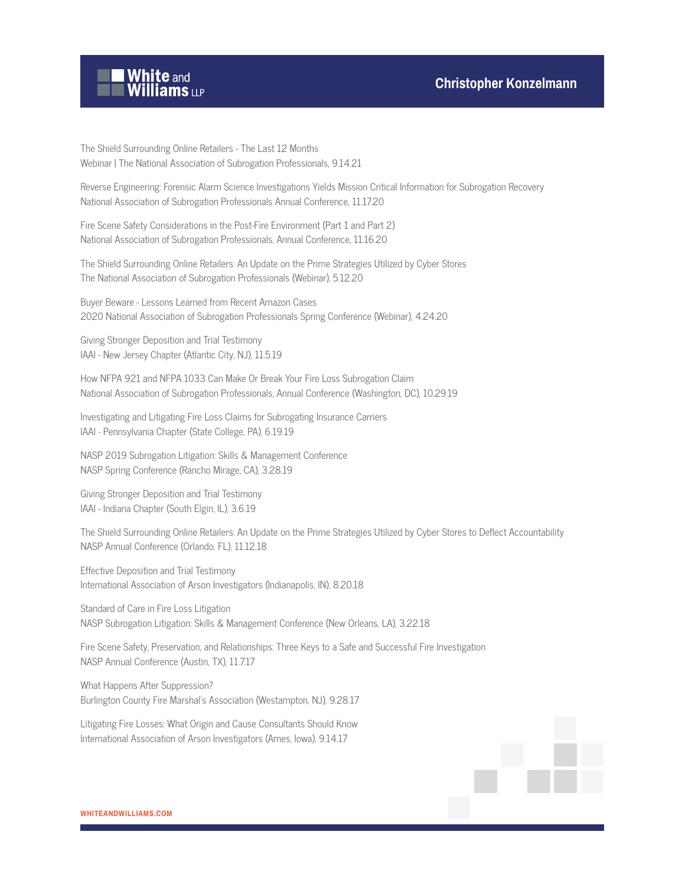The Shield Surrounding Online Retailers - The Last 12 Months
Webinar | The National Association of Subrogation Professionals, 9.14.21

Reverse Engineering: Forensic Alarm Science Investigations Yields Mission Critical Information for Subrogation Recovery
National Association of Subrogation Professionals Annual Conference, 11.17.20

Fire Scene Safety Considerations in the Post-Fire Environment (Part 1 and Part 2)
National Association of Subrogation Professionals, Annual Conference, 11.16.20

The Shield Surrounding Online Retailers: An Update on the Prime Strategies Utilized by Cyber Stores
The National Association of Subrogation Professionals (Webinar), 5.12.20

Buyer Beware - Lessons Learned from Recent Amazon Cases
2020 National Association of Subrogation Professionals Spring Conference (Webinar), 4.24.20

Giving Stronger Deposition and Trial Testimony
IAAI - New Jersey Chapter (Atlantic City, NJ), 11.5.19

How NFPA 921 and NFPA 1033 Can Make Or Break Your Fire Loss Subrogation Claim
National Association of Subrogation Professionals, Annual Conference (Washington, DC), 10.29.19

Investigating and Litigating Fire Loss Claims for Subrogating Insurance Carriers
IAAI - Pennsylvania Chapter (State College, PA), 6.19.19

NASP 2019 Subrogation Litigation: Skills & Management Conference
NASP Spring Conference (Rancho Mirage, CA), 3.28.19

Giving Stronger Deposition and Trial Testimony
IAAI - Indiana Chapter (South Elgin, IL), 3.6.19

The Shield Surrounding Online Retailers: An Update on the Prime Strategies Utilized by Cyber Stores to Deflect Accountability
NASP Annual Conference (Orlando, FL), 11.12.18

Effective Deposition and Trial Testimony
International Association of Arson Investigators (Indianapolis, IN), 8.20.18

Standard of Care in Fire Loss Litigation
NASP Subrogation Litigation: Skills & Management Conference (New Orleans, LA), 3.22.18

Fire Scene Safety, Preservation, and Relationships: Three Keys to a Safe and Successful Fire Investigation
NASP Annual Conference (Austin, TX), 11.7.17

What Happens After Suppression?
Burlington County Fire Marshal's Association (Westampton, NJ), 9.28.17

Litigating Fire Losses: What Origin and Cause Consultants Should Know
International Association of Arson Investigators (Ames, Iowa), 9.14.17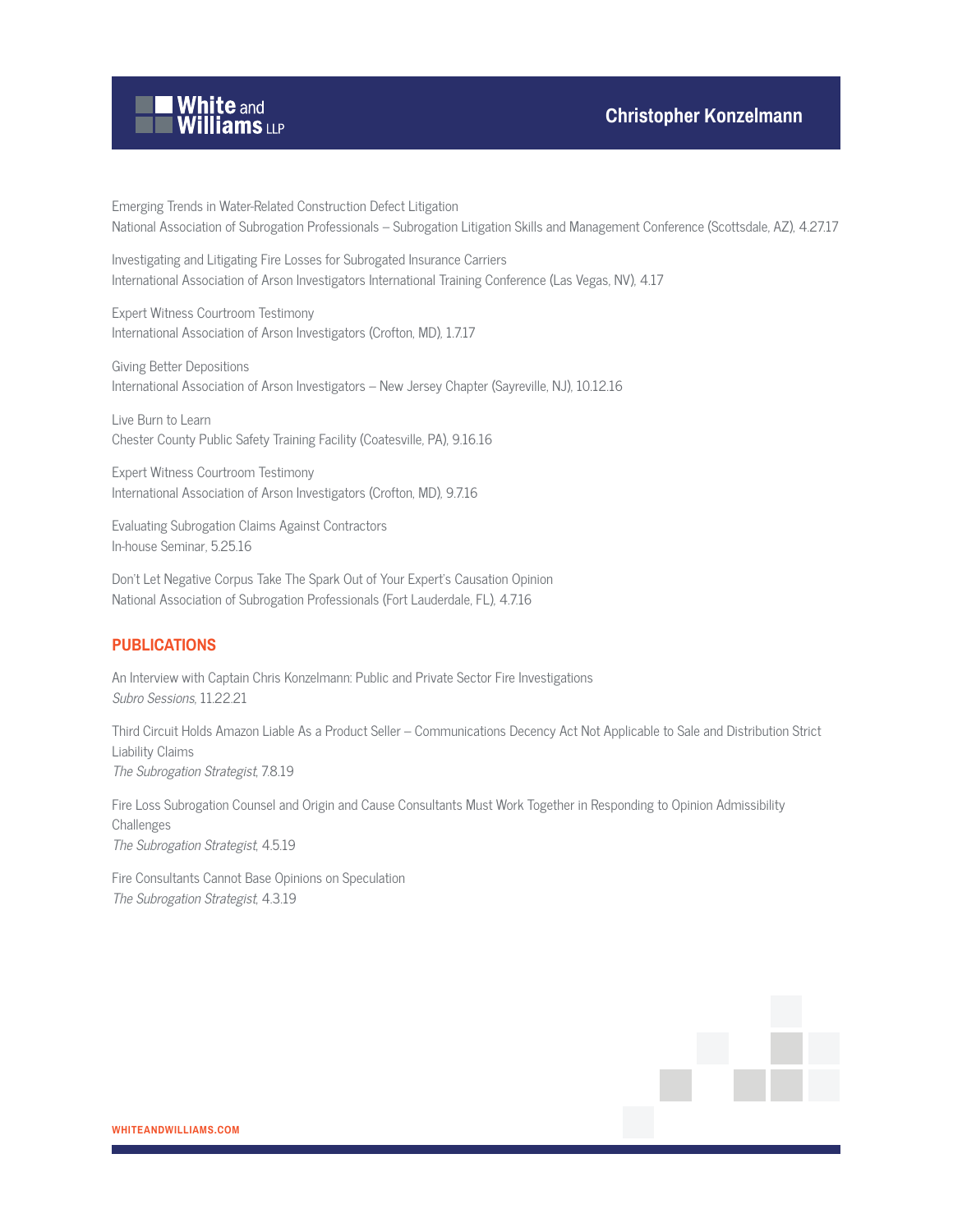Emerging Trends in Water-Related Construction Defect Litigation
National Association of Subrogation Professionals – Subrogation Litigation Skills and Management Conference (Scottsdale, AZ), 4.27.17

Investigating and Litigating Fire Losses for Subrogated Insurance Carriers
International Association of Arson Investigators International Training Conference (Las Vegas, NV), 4.17

Expert Witness Courtroom Testimony
International Association of Arson Investigators (Crofton, MD), 1.7.17

Giving Better Depositions
International Association of Arson Investigators – New Jersey Chapter (Sayreville, NJ), 10.12.16

Live Burn to Learn
Chester County Public Safety Training Facility (Coatesville, PA), 9.16.16

Expert Witness Courtroom Testimony
International Association of Arson Investigators (Crofton, MD), 9.7.16

Evaluating Subrogation Claims Against Contractors
In-house Seminar, 5.25.16

Don't Let Negative Corpus Take The Spark Out of Your Expert's Causation Opinion
National Association of Subrogation Professionals (Fort Lauderdale, FL), 4.7.16

## PUBLICATIONS

An Interview with Captain Chris Konzelmann: Public and Private Sector Fire Investigations
*Subro Sessions*, 11.22.21

Third Circuit Holds Amazon Liable As a Product Seller – Communications Decency Act Not Applicable to Sale and Distribution Strict Liability Claims
*The Subrogation Strategist*, 7.8.19

Fire Loss Subrogation Counsel and Origin and Cause Consultants Must Work Together in Responding to Opinion Admissibility Challenges
*The Subrogation Strategist*, 4.5.19

Fire Consultants Cannot Base Opinions on Speculation
*The Subrogation Strategist*, 4.3.19